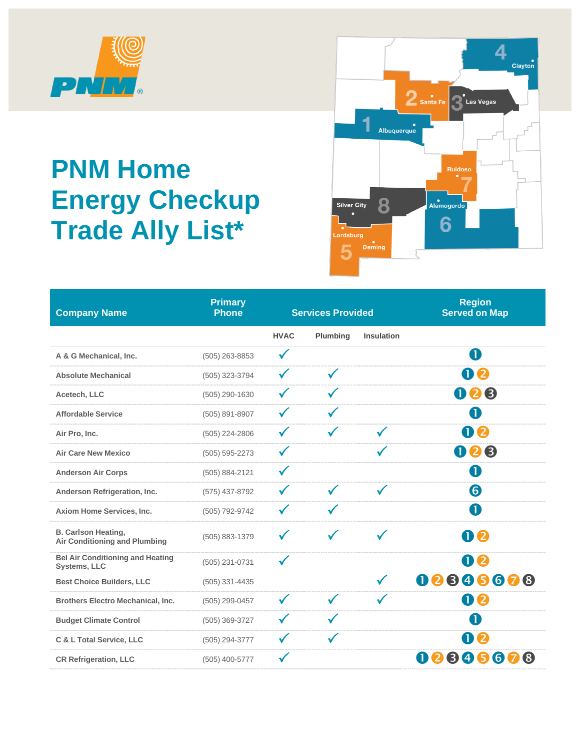# PNM Home Energy Checkup Trade Ally List*

| Company Name | Primary Phone | Services Provided | | | Region Served on Map |
|---|---|---|---|---|---|
| | | HVAC | Plumbing | Insulation | |
| A & G Mechanical, Inc. | (505) 263-8853 | ✓ | | | 1 |
| Absolute Mechanical | (505) 323-3794 | ✓ | ✓ | | 1 2 |
| Acetech, LLC | (505) 290-1630 | ✓ | ✓ | | 1 2 3 |
| Affordable Service | (505) 891-8907 | ✓ | ✓ | | 1 |
| Air Pro, Inc. | (505) 224-2806 | ✓ | ✓ | ✓ | 1 2 |
| Air Care New Mexico | (505) 595-2273 | ✓ | | ✓ | 1 2 3 |
| Anderson Air Corps | (505) 884-2121 | ✓ | | | 1 |
| Anderson Refrigeration, Inc. | (575) 437-8792 | ✓ | ✓ | ✓ | 6 |
| Axiom Home Services, Inc. | (505) 792-9742 | ✓ | ✓ | | 1 |
| B. Carlson Heating, Air Conditioning and Plumbing | (505) 883-1379 | ✓ | ✓ | ✓ | 1 2 |
| Bel Air Conditioning and Heating Systems, LLC | (505) 231-0731 | ✓ | | | 1 2 |
| Best Choice Builders, LLC | (505) 331-4435 | | | ✓ | 1 2 3 4 5 6 7 8 |
| Brothers Electro Mechanical, Inc. | (505) 299-0457 | ✓ | ✓ | ✓ | 1 2 |
| Budget Climate Control | (505) 369-3727 | ✓ | ✓ | | 1 |
| C & L Total Service, LLC | (505) 294-3777 | ✓ | ✓ | | 1 2 |
| CR Refrigeration, LLC | (505) 400-5777 | ✓ | | | 1 2 3 4 5 6 7 8 |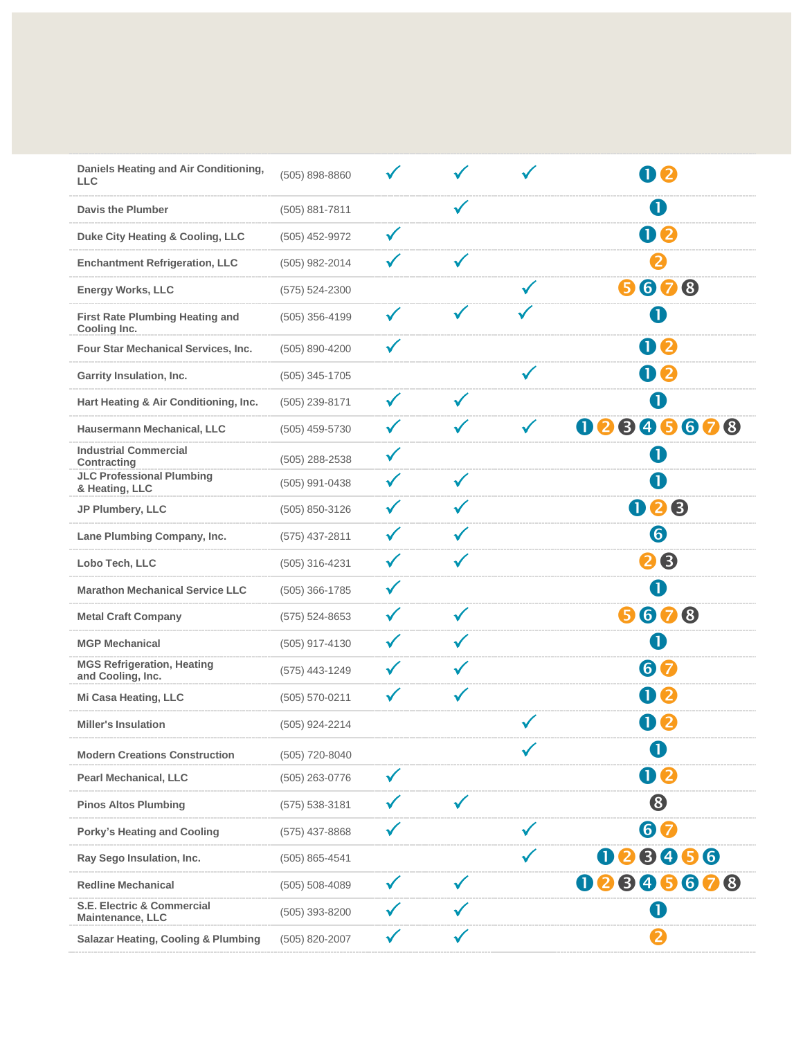| | | | | | |
|---|---|---|---|---|---|
| Daniels Heating and Air Conditioning, LLC | (505) 898-8860 | ✓ | ✓ | ✓ | 1 2 |
| Davis the Plumber | (505) 881-7811 | | ✓ | | 1 |
| Duke City Heating & Cooling, LLC | (505) 452-9972 | ✓ | | | 1 2 |
| Enchantment Refrigeration, LLC | (505) 982-2014 | ✓ | ✓ | | 2 |
| Energy Works, LLC | (575) 524-2300 | | | ✓ | 5 6 7 8 |
| First Rate Plumbing Heating and Cooling Inc. | (505) 356-4199 | ✓ | ✓ | ✓ | 1 |
| Four Star Mechanical Services, Inc. | (505) 890-4200 | ✓ | | | 1 2 |
| Garrity Insulation, Inc. | (505) 345-1705 | | | ✓ | 1 2 |
| Hart Heating & Air Conditioning, Inc. | (505) 239-8171 | ✓ | ✓ | | 1 |
| Hausermann Mechanical, LLC | (505) 459-5730 | ✓ | ✓ | ✓ | 1 2 3 4 5 6 7 8 |
| Industrial Commercial Contracting | (505) 288-2538 | ✓ | | | 1 |
| JLC Professional Plumbing & Heating, LLC | (505) 991-0438 | ✓ | ✓ | | 1 |
| JP Plumbery, LLC | (505) 850-3126 | ✓ | ✓ | | 1 2 3 |
| Lane Plumbing Company, Inc. | (575) 437-2811 | ✓ | ✓ | | 6 |
| Lobo Tech, LLC | (505) 316-4231 | ✓ | ✓ | | 2 3 |
| Marathon Mechanical Service LLC | (505) 366-1785 | ✓ | | | 1 |
| Metal Craft Company | (575) 524-8653 | ✓ | ✓ | | 5 6 7 8 |
| MGP Mechanical | (505) 917-4130 | ✓ | ✓ | | 1 |
| MGS Refrigeration, Heating and Cooling, Inc. | (575) 443-1249 | ✓ | ✓ | | 6 7 |
| Mi Casa Heating, LLC | (505) 570-0211 | ✓ | ✓ | | 1 2 |
| Miller's Insulation | (505) 924-2214 | | | ✓ | 1 2 |
| Modern Creations Construction | (505) 720-8040 | | | ✓ | 1 |
| Pearl Mechanical, LLC | (505) 263-0776 | ✓ | | | 1 2 |
| Pinos Altos Plumbing | (575) 538-3181 | ✓ | ✓ | | 8 |
| Porky's Heating and Cooling | (575) 437-8868 | ✓ | | ✓ | 6 7 |
| Ray Sego Insulation, Inc. | (505) 865-4541 | | | ✓ | 1 2 3 4 5 6 |
| Redline Mechanical | (505) 508-4089 | ✓ | ✓ | | 1 2 3 4 5 6 7 8 |
| S.E. Electric & Commercial Maintenance, LLC | (505) 393-8200 | ✓ | ✓ | | 1 |
| Salazar Heating, Cooling & Plumbing | (505) 820-2007 | ✓ | ✓ | | 2 |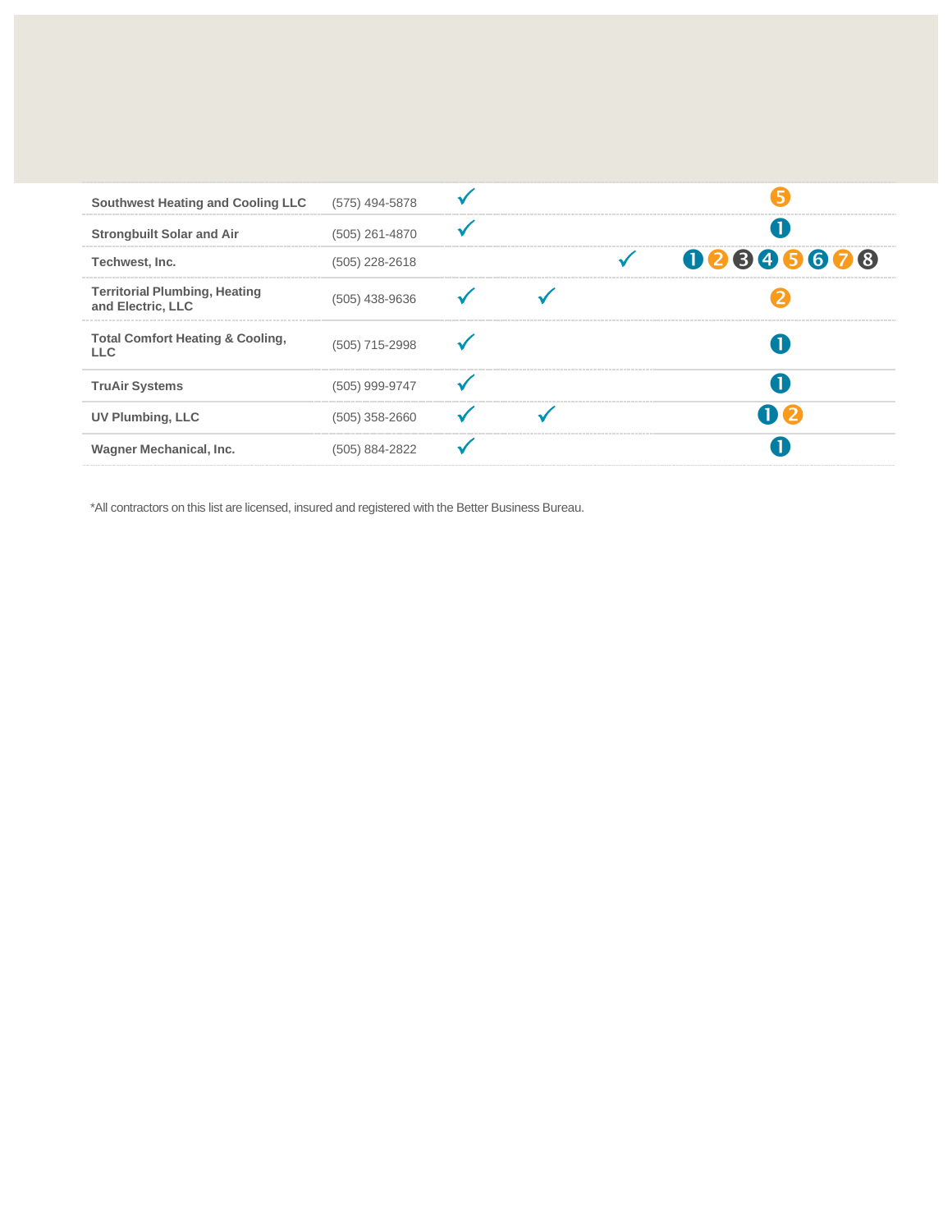| | | | | | |
|---|---|---|---|---|---|
| **Southwest Heating and Cooling LLC** | (575) 494-5878 | ✓ | | | 5 |
| **Strongbuilt Solar and Air** | (505) 261-4870 | ✓ | | | 1 |
| **Techwest, Inc.** | (505) 228-2618 | | | ✓ | 1 2 3 4 5 6 7 8 |
| **Territorial Plumbing, Heating and Electric, LLC** | (505) 438-9636 | ✓ | ✓ | | 2 |
| **Total Comfort Heating & Cooling, LLC** | (505) 715-2998 | ✓ | | | 1 |
| **TruAir Systems** | (505) 999-9747 | ✓ | | | 1 |
| **UV Plumbing, LLC** | (505) 358-2660 | ✓ | ✓ | | 1 2 |
| **Wagner Mechanical, Inc.** | (505) 884-2822 | ✓ | | | 1 |

*All contractors on this list are licensed, insured and registered with the Better Business Bureau.